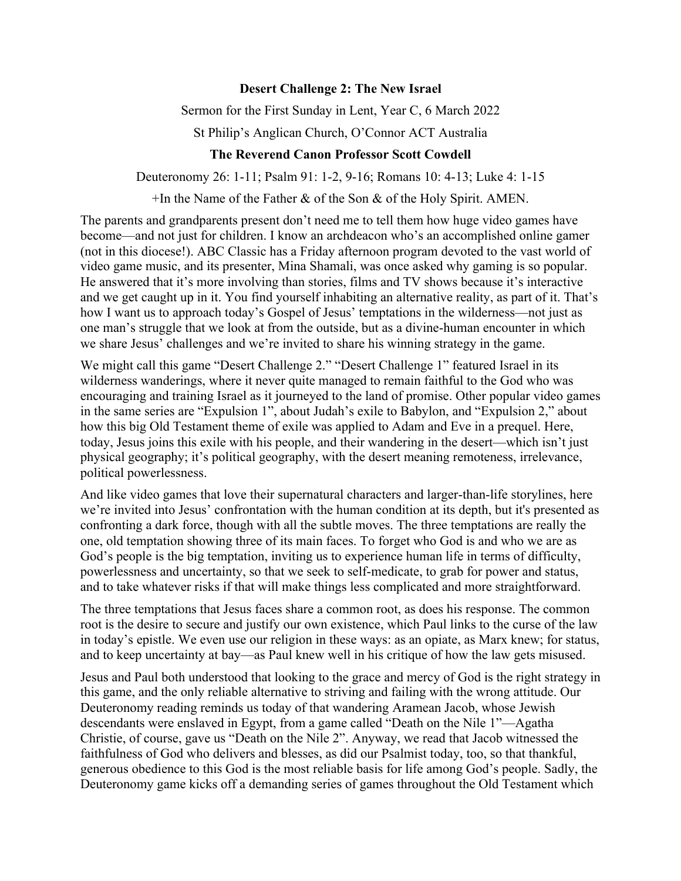**Desert Challenge 2: The New Israel**

Sermon for the First Sunday in Lent, Year C, 6 March 2022

St Philip's Anglican Church, O'Connor ACT Australia

**The Reverend Canon Professor Scott Cowdell**

Deuteronomy 26: 1-11; Psalm 91: 1-2, 9-16; Romans 10: 4-13; Luke 4: 1-15

+In the Name of the Father & of the Son & of the Holy Spirit. AMEN.

The parents and grandparents present don't need me to tell them how huge video games have become—and not just for children. I know an archdeacon who's an accomplished online gamer (not in this diocese!). ABC Classic has a Friday afternoon program devoted to the vast world of video game music, and its presenter, Mina Shamali, was once asked why gaming is so popular. He answered that it's more involving than stories, films and TV shows because it's interactive and we get caught up in it. You find yourself inhabiting an alternative reality, as part of it. That's how I want us to approach today's Gospel of Jesus' temptations in the wilderness—not just as one man's struggle that we look at from the outside, but as a divine-human encounter in which we share Jesus' challenges and we're invited to share his winning strategy in the game.

We might call this game "Desert Challenge 2." "Desert Challenge 1" featured Israel in its wilderness wanderings, where it never quite managed to remain faithful to the God who was encouraging and training Israel as it journeyed to the land of promise. Other popular video games in the same series are "Expulsion 1", about Judah's exile to Babylon, and "Expulsion 2," about how this big Old Testament theme of exile was applied to Adam and Eve in a prequel. Here, today, Jesus joins this exile with his people, and their wandering in the desert—which isn't just physical geography; it's political geography, with the desert meaning remoteness, irrelevance, political powerlessness.

And like video games that love their supernatural characters and larger-than-life storylines, here we're invited into Jesus' confrontation with the human condition at its depth, but it's presented as confronting a dark force, though with all the subtle moves. The three temptations are really the one, old temptation showing three of its main faces. To forget who God is and who we are as God's people is the big temptation, inviting us to experience human life in terms of difficulty, powerlessness and uncertainty, so that we seek to self-medicate, to grab for power and status, and to take whatever risks if that will make things less complicated and more straightforward.

The three temptations that Jesus faces share a common root, as does his response. The common root is the desire to secure and justify our own existence, which Paul links to the curse of the law in today's epistle. We even use our religion in these ways: as an opiate, as Marx knew; for status, and to keep uncertainty at bay—as Paul knew well in his critique of how the law gets misused.

Jesus and Paul both understood that looking to the grace and mercy of God is the right strategy in this game, and the only reliable alternative to striving and failing with the wrong attitude. Our Deuteronomy reading reminds us today of that wandering Aramean Jacob, whose Jewish descendants were enslaved in Egypt, from a game called "Death on the Nile 1"—Agatha Christie, of course, gave us "Death on the Nile 2". Anyway, we read that Jacob witnessed the faithfulness of God who delivers and blesses, as did our Psalmist today, too, so that thankful, generous obedience to this God is the most reliable basis for life among God's people. Sadly, the Deuteronomy game kicks off a demanding series of games throughout the Old Testament which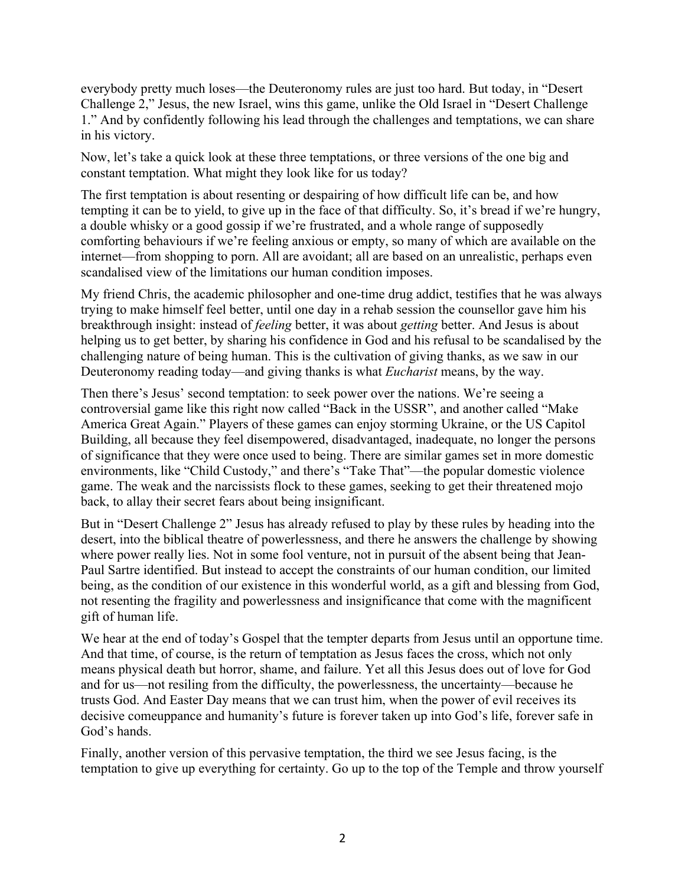everybody pretty much loses—the Deuteronomy rules are just too hard. But today, in "Desert Challenge 2," Jesus, the new Israel, wins this game, unlike the Old Israel in "Desert Challenge 1." And by confidently following his lead through the challenges and temptations, we can share in his victory.

Now, let's take a quick look at these three temptations, or three versions of the one big and constant temptation. What might they look like for us today?

The first temptation is about resenting or despairing of how difficult life can be, and how tempting it can be to yield, to give up in the face of that difficulty. So, it's bread if we're hungry, a double whisky or a good gossip if we're frustrated, and a whole range of supposedly comforting behaviours if we're feeling anxious or empty, so many of which are available on the internet—from shopping to porn. All are avoidant; all are based on an unrealistic, perhaps even scandalised view of the limitations our human condition imposes.

My friend Chris, the academic philosopher and one-time drug addict, testifies that he was always trying to make himself feel better, until one day in a rehab session the counsellor gave him his breakthrough insight: instead of *feeling* better, it was about *getting* better. And Jesus is about helping us to get better, by sharing his confidence in God and his refusal to be scandalised by the challenging nature of being human. This is the cultivation of giving thanks, as we saw in our Deuteronomy reading today—and giving thanks is what *Eucharist* means, by the way.

Then there's Jesus' second temptation: to seek power over the nations. We're seeing a controversial game like this right now called "Back in the USSR", and another called "Make America Great Again." Players of these games can enjoy storming Ukraine, or the US Capitol Building, all because they feel disempowered, disadvantaged, inadequate, no longer the persons of significance that they were once used to being. There are similar games set in more domestic environments, like "Child Custody," and there's "Take That"—the popular domestic violence game. The weak and the narcissists flock to these games, seeking to get their threatened mojo back, to allay their secret fears about being insignificant.

But in "Desert Challenge 2" Jesus has already refused to play by these rules by heading into the desert, into the biblical theatre of powerlessness, and there he answers the challenge by showing where power really lies. Not in some fool venture, not in pursuit of the absent being that Jean-Paul Sartre identified. But instead to accept the constraints of our human condition, our limited being, as the condition of our existence in this wonderful world, as a gift and blessing from God, not resenting the fragility and powerlessness and insignificance that come with the magnificent gift of human life.

We hear at the end of today's Gospel that the tempter departs from Jesus until an opportune time. And that time, of course, is the return of temptation as Jesus faces the cross, which not only means physical death but horror, shame, and failure. Yet all this Jesus does out of love for God and for us—not resiling from the difficulty, the powerlessness, the uncertainty—because he trusts God. And Easter Day means that we can trust him, when the power of evil receives its decisive comeuppance and humanity's future is forever taken up into God's life, forever safe in God's hands.

Finally, another version of this pervasive temptation, the third we see Jesus facing, is the temptation to give up everything for certainty. Go up to the top of the Temple and throw yourself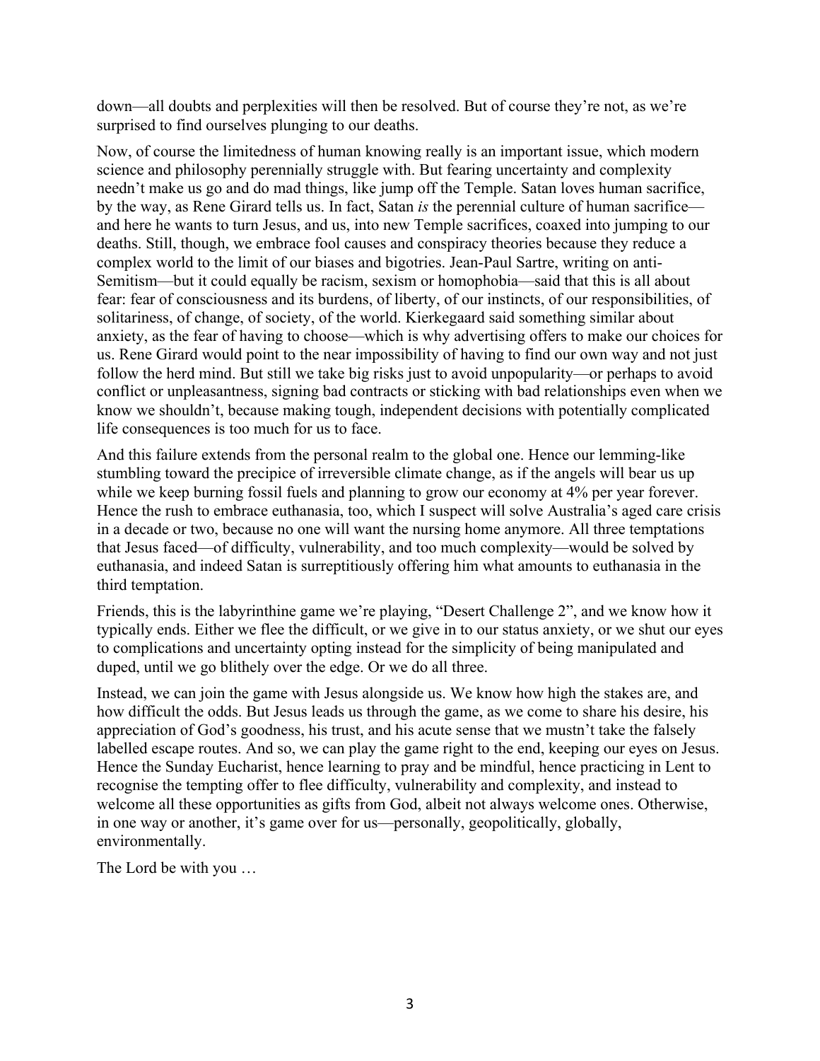down—all doubts and perplexities will then be resolved. But of course they're not, as we're surprised to find ourselves plunging to our deaths.

Now, of course the limitedness of human knowing really is an important issue, which modern science and philosophy perennially struggle with. But fearing uncertainty and complexity needn't make us go and do mad things, like jump off the Temple. Satan loves human sacrifice, by the way, as Rene Girard tells us. In fact, Satan *is* the perennial culture of human sacrifice—and here he wants to turn Jesus, and us, into new Temple sacrifices, coaxed into jumping to our deaths. Still, though, we embrace fool causes and conspiracy theories because they reduce a complex world to the limit of our biases and bigotries. Jean-Paul Sartre, writing on anti-Semitism—but it could equally be racism, sexism or homophobia—said that this is all about fear: fear of consciousness and its burdens, of liberty, of our instincts, of our responsibilities, of solitariness, of change, of society, of the world. Kierkegaard said something similar about anxiety, as the fear of having to choose—which is why advertising offers to make our choices for us. Rene Girard would point to the near impossibility of having to find our own way and not just follow the herd mind. But still we take big risks just to avoid unpopularity—or perhaps to avoid conflict or unpleasantness, signing bad contracts or sticking with bad relationships even when we know we shouldn't, because making tough, independent decisions with potentially complicated life consequences is too much for us to face.

And this failure extends from the personal realm to the global one. Hence our lemming-like stumbling toward the precipice of irreversible climate change, as if the angels will bear us up while we keep burning fossil fuels and planning to grow our economy at 4% per year forever. Hence the rush to embrace euthanasia, too, which I suspect will solve Australia's aged care crisis in a decade or two, because no one will want the nursing home anymore. All three temptations that Jesus faced—of difficulty, vulnerability, and too much complexity—would be solved by euthanasia, and indeed Satan is surreptitiously offering him what amounts to euthanasia in the third temptation.

Friends, this is the labyrinthine game we're playing, "Desert Challenge 2", and we know how it typically ends. Either we flee the difficult, or we give in to our status anxiety, or we shut our eyes to complications and uncertainty opting instead for the simplicity of being manipulated and duped, until we go blithely over the edge. Or we do all three.

Instead, we can join the game with Jesus alongside us. We know how high the stakes are, and how difficult the odds. But Jesus leads us through the game, as we come to share his desire, his appreciation of God's goodness, his trust, and his acute sense that we mustn't take the falsely labelled escape routes. And so, we can play the game right to the end, keeping our eyes on Jesus. Hence the Sunday Eucharist, hence learning to pray and be mindful, hence practicing in Lent to recognise the tempting offer to flee difficulty, vulnerability and complexity, and instead to welcome all these opportunities as gifts from God, albeit not always welcome ones. Otherwise, in one way or another, it's game over for us—personally, geopolitically, globally, environmentally.

The Lord be with you …